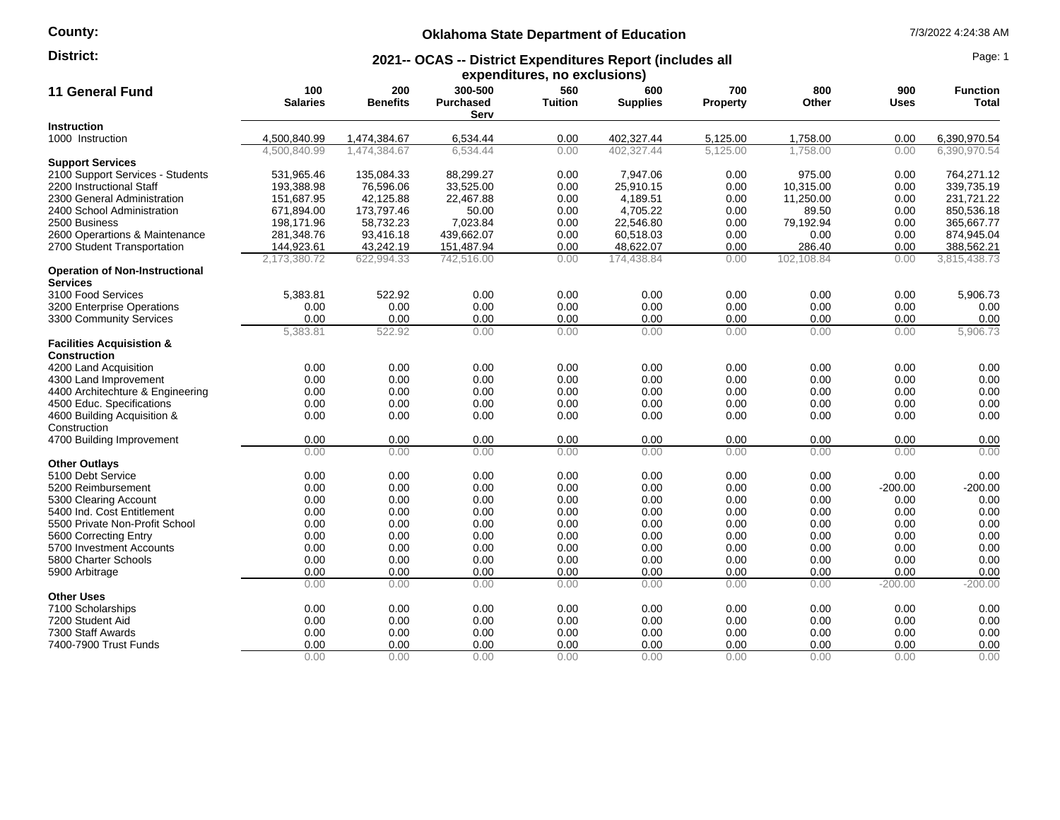**County:**

**District:**

# Oklahoma State Department of Education

## 2021-- OCAS -- District Expenditures Report (includes all expenditures, no exclusions)

7/3/2022 4:24:38 AM

| 11 General Fund | 100 Salaries | 200 Benefits | 300-500 Purchased Serv | 560 Tuition | 600 Supplies | 700 Property | 800 Other | 900 Uses | Function Total |
|---|---|---|---|---|---|---|---|---|---|
| **Instruction** | | | | | | | | | |
| 1000 Instruction | 4,500,840.99 | 1,474,384.67 | 6,534.44 | 0.00 | 402,327.44 | 5,125.00 | 1,758.00 | 0.00 | 6,390,970.54 |
| | 4,500,840.99 | 1,474,384.67 | 6,534.44 | 0.00 | 402,327.44 | 5,125.00 | 1,758.00 | 0.00 | 6,390,970.54 |
| **Support Services** | | | | | | | | | |
| 2100 Support Services - Students | 531,965.46 | 135,084.33 | 88,299.27 | 0.00 | 7,947.06 | 0.00 | 975.00 | 0.00 | 764,271.12 |
| 2200 Instructional Staff | 193,388.98 | 76,596.06 | 33,525.00 | 0.00 | 25,910.15 | 0.00 | 10,315.00 | 0.00 | 339,735.19 |
| 2300 General Administration | 151,687.95 | 42,125.88 | 22,467.88 | 0.00 | 4,189.51 | 0.00 | 11,250.00 | 0.00 | 231,721.22 |
| 2400 School Administration | 671,894.00 | 173,797.46 | 50.00 | 0.00 | 4,705.22 | 0.00 | 89.50 | 0.00 | 850,536.18 |
| 2500 Business | 198,171.96 | 58,732.23 | 7,023.84 | 0.00 | 22,546.80 | 0.00 | 79,192.94 | 0.00 | 365,667.77 |
| 2600 Operartions & Maintenance | 281,348.76 | 93,416.18 | 439,662.07 | 0.00 | 60,518.03 | 0.00 | 0.00 | 0.00 | 874,945.04 |
| 2700 Student Transportation | 144,923.61 | 43,242.19 | 151,487.94 | 0.00 | 48,622.07 | 0.00 | 286.40 | 0.00 | 388,562.21 |
| | 2,173,380.72 | 622,994.33 | 742,516.00 | 0.00 | 174,438.84 | 0.00 | 102,108.84 | 0.00 | 3,815,438.73 |
| **Operation of Non-Instructional Services** | | | | | | | | | |
| 3100 Food Services | 5,383.81 | 522.92 | 0.00 | 0.00 | 0.00 | 0.00 | 0.00 | 0.00 | 5,906.73 |
| 3200 Enterprise Operations | 0.00 | 0.00 | 0.00 | 0.00 | 0.00 | 0.00 | 0.00 | 0.00 | 0.00 |
| 3300 Community Services | 0.00 | 0.00 | 0.00 | 0.00 | 0.00 | 0.00 | 0.00 | 0.00 | 0.00 |
| | 5,383.81 | 522.92 | 0.00 | 0.00 | 0.00 | 0.00 | 0.00 | 0.00 | 5,906.73 |
| **Facilities Acquisistion & Construction** | | | | | | | | | |
| 4200 Land Acquisition | 0.00 | 0.00 | 0.00 | 0.00 | 0.00 | 0.00 | 0.00 | 0.00 | 0.00 |
| 4300 Land Improvement | 0.00 | 0.00 | 0.00 | 0.00 | 0.00 | 0.00 | 0.00 | 0.00 | 0.00 |
| 4400 Architechture & Engineering | 0.00 | 0.00 | 0.00 | 0.00 | 0.00 | 0.00 | 0.00 | 0.00 | 0.00 |
| 4500 Educ. Specifications | 0.00 | 0.00 | 0.00 | 0.00 | 0.00 | 0.00 | 0.00 | 0.00 | 0.00 |
| 4600 Building Acquisition & Construction | 0.00 | 0.00 | 0.00 | 0.00 | 0.00 | 0.00 | 0.00 | 0.00 | 0.00 |
| 4700 Building Improvement | 0.00 | 0.00 | 0.00 | 0.00 | 0.00 | 0.00 | 0.00 | 0.00 | 0.00 |
| | 0.00 | 0.00 | 0.00 | 0.00 | 0.00 | 0.00 | 0.00 | 0.00 | 0.00 |
| **Other Outlays** | | | | | | | | | |
| 5100 Debt Service | 0.00 | 0.00 | 0.00 | 0.00 | 0.00 | 0.00 | 0.00 | 0.00 | 0.00 |
| 5200 Reimbursement | 0.00 | 0.00 | 0.00 | 0.00 | 0.00 | 0.00 | 0.00 | -200.00 | -200.00 |
| 5300 Clearing Account | 0.00 | 0.00 | 0.00 | 0.00 | 0.00 | 0.00 | 0.00 | 0.00 | 0.00 |
| 5400 Ind. Cost Entitlement | 0.00 | 0.00 | 0.00 | 0.00 | 0.00 | 0.00 | 0.00 | 0.00 | 0.00 |
| 5500 Private Non-Profit School | 0.00 | 0.00 | 0.00 | 0.00 | 0.00 | 0.00 | 0.00 | 0.00 | 0.00 |
| 5600 Correcting Entry | 0.00 | 0.00 | 0.00 | 0.00 | 0.00 | 0.00 | 0.00 | 0.00 | 0.00 |
| 5700 Investment Accounts | 0.00 | 0.00 | 0.00 | 0.00 | 0.00 | 0.00 | 0.00 | 0.00 | 0.00 |
| 5800 Charter Schools | 0.00 | 0.00 | 0.00 | 0.00 | 0.00 | 0.00 | 0.00 | 0.00 | 0.00 |
| 5900 Arbitrage | 0.00 | 0.00 | 0.00 | 0.00 | 0.00 | 0.00 | 0.00 | 0.00 | 0.00 |
| | 0.00 | 0.00 | 0.00 | 0.00 | 0.00 | 0.00 | 0.00 | -200.00 | -200.00 |
| **Other Uses** | | | | | | | | | |
| 7100 Scholarships | 0.00 | 0.00 | 0.00 | 0.00 | 0.00 | 0.00 | 0.00 | 0.00 | 0.00 |
| 7200 Student Aid | 0.00 | 0.00 | 0.00 | 0.00 | 0.00 | 0.00 | 0.00 | 0.00 | 0.00 |
| 7300 Staff Awards | 0.00 | 0.00 | 0.00 | 0.00 | 0.00 | 0.00 | 0.00 | 0.00 | 0.00 |
| 7400-7900 Trust Funds | 0.00 | 0.00 | 0.00 | 0.00 | 0.00 | 0.00 | 0.00 | 0.00 | 0.00 |
| | 0.00 | 0.00 | 0.00 | 0.00 | 0.00 | 0.00 | 0.00 | 0.00 | 0.00 |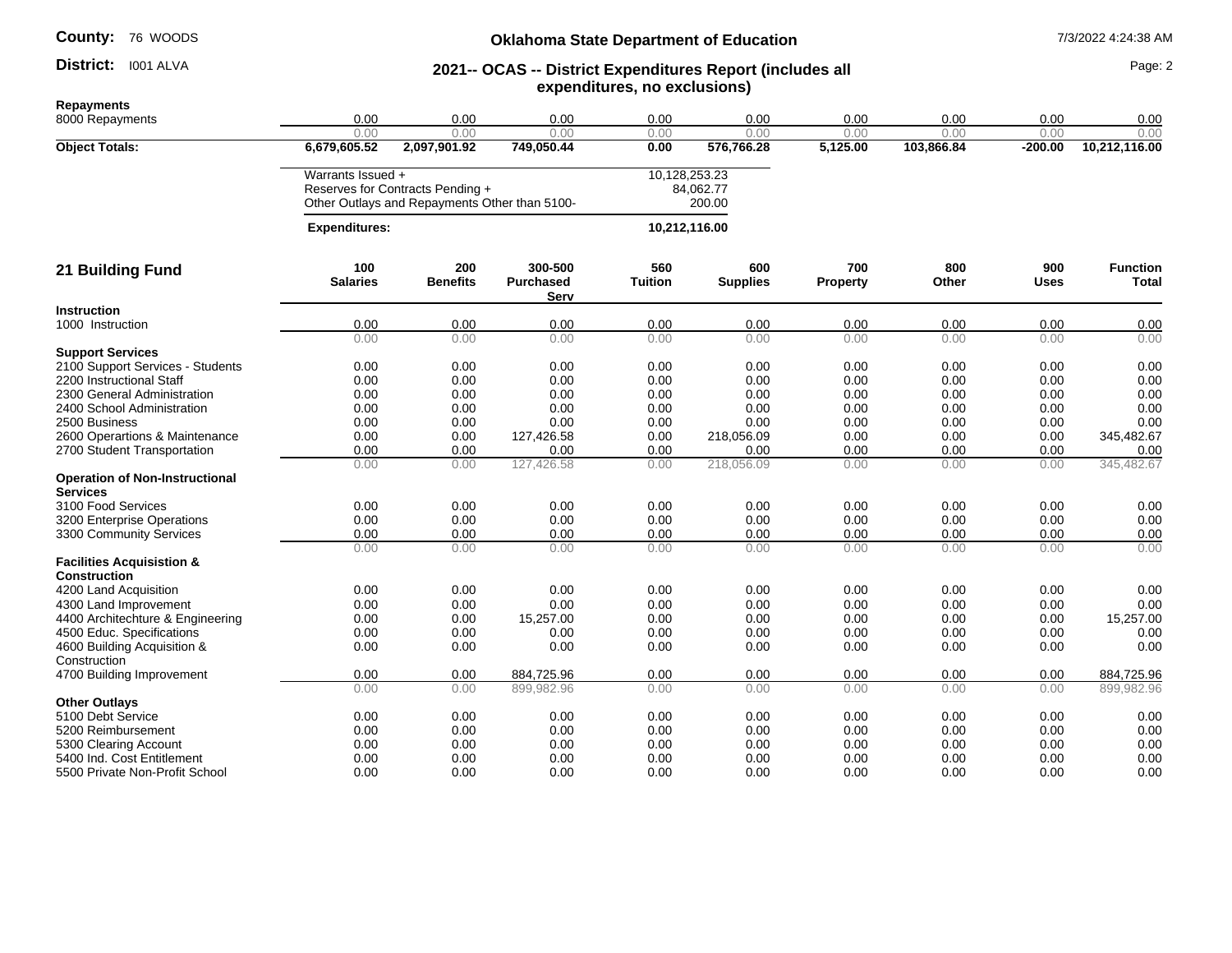**County:** 76 WOODS

**District:** I001 ALVA

## Oklahoma State Department of Education

## 2021-- OCAS -- District Expenditures Report (includes all expenditures, no exclusions)

7/3/2022 4:24:38 AM

| | | | | | | | | | |
|---|---|---|---|---|---|---|---|---|---|
| **Repayments** | | | | | | | | | |
| 8000 Repayments | 0.00 | 0.00 | 0.00 | 0.00 | 0.00 | 0.00 | 0.00 | 0.00 | 0.00 |
| | 0.00 | 0.00 | 0.00 | 0.00 | 0.00 | 0.00 | 0.00 | 0.00 | 0.00 |
| **Object Totals:** | **6,679,605.52** | **2,097,901.92** | **749,050.44** | **0.00** | **576,766.28** | **5,125.00** | **103,866.84** | **-200.00** | **10,212,116.00** |

| | |
|---|---|
| Warrants Issued + | 10,128,253.23 |
| Reserves for Contracts Pending + | 84,062.77 |
| Other Outlays and Repayments Other than 5100- | 200.00 |
| **Expenditures:** | **10,212,116.00** |

## 21 Building Fund

| | 100 Salaries | 200 Benefits | 300-500 Purchased Serv | 560 Tuition | 600 Supplies | 700 Property | 800 Other | 900 Uses | Function Total |
|---|---|---|---|---|---|---|---|---|---|
| **Instruction** | | | | | | | | | |
| 1000 Instruction | 0.00 | 0.00 | 0.00 | 0.00 | 0.00 | 0.00 | 0.00 | 0.00 | 0.00 |
| | 0.00 | 0.00 | 0.00 | 0.00 | 0.00 | 0.00 | 0.00 | 0.00 | 0.00 |
| **Support Services** | | | | | | | | | |
| 2100 Support Services - Students | 0.00 | 0.00 | 0.00 | 0.00 | 0.00 | 0.00 | 0.00 | 0.00 | 0.00 |
| 2200 Instructional Staff | 0.00 | 0.00 | 0.00 | 0.00 | 0.00 | 0.00 | 0.00 | 0.00 | 0.00 |
| 2300 General Administration | 0.00 | 0.00 | 0.00 | 0.00 | 0.00 | 0.00 | 0.00 | 0.00 | 0.00 |
| 2400 School Administration | 0.00 | 0.00 | 0.00 | 0.00 | 0.00 | 0.00 | 0.00 | 0.00 | 0.00 |
| 2500 Business | 0.00 | 0.00 | 0.00 | 0.00 | 0.00 | 0.00 | 0.00 | 0.00 | 0.00 |
| 2600 Operartions & Maintenance | 0.00 | 0.00 | 127,426.58 | 0.00 | 218,056.09 | 0.00 | 0.00 | 0.00 | 345,482.67 |
| 2700 Student Transportation | 0.00 | 0.00 | 0.00 | 0.00 | 0.00 | 0.00 | 0.00 | 0.00 | 0.00 |
| | 0.00 | 0.00 | 127,426.58 | 0.00 | 218,056.09 | 0.00 | 0.00 | 0.00 | 345,482.67 |
| **Operation of Non-Instructional Services** | | | | | | | | | |
| 3100 Food Services | 0.00 | 0.00 | 0.00 | 0.00 | 0.00 | 0.00 | 0.00 | 0.00 | 0.00 |
| 3200 Enterprise Operations | 0.00 | 0.00 | 0.00 | 0.00 | 0.00 | 0.00 | 0.00 | 0.00 | 0.00 |
| 3300 Community Services | 0.00 | 0.00 | 0.00 | 0.00 | 0.00 | 0.00 | 0.00 | 0.00 | 0.00 |
| | 0.00 | 0.00 | 0.00 | 0.00 | 0.00 | 0.00 | 0.00 | 0.00 | 0.00 |
| **Facilities Acquisistion & Construction** | | | | | | | | | |
| 4200 Land Acquisition | 0.00 | 0.00 | 0.00 | 0.00 | 0.00 | 0.00 | 0.00 | 0.00 | 0.00 |
| 4300 Land Improvement | 0.00 | 0.00 | 0.00 | 0.00 | 0.00 | 0.00 | 0.00 | 0.00 | 0.00 |
| 4400 Architechture & Engineering | 0.00 | 0.00 | 15,257.00 | 0.00 | 0.00 | 0.00 | 0.00 | 0.00 | 15,257.00 |
| 4500 Educ. Specifications | 0.00 | 0.00 | 0.00 | 0.00 | 0.00 | 0.00 | 0.00 | 0.00 | 0.00 |
| 4600 Building Acquisition & Construction | 0.00 | 0.00 | 0.00 | 0.00 | 0.00 | 0.00 | 0.00 | 0.00 | 0.00 |
| 4700 Building Improvement | 0.00 | 0.00 | 884,725.96 | 0.00 | 0.00 | 0.00 | 0.00 | 0.00 | 884,725.96 |
| | 0.00 | 0.00 | 899,982.96 | 0.00 | 0.00 | 0.00 | 0.00 | 0.00 | 899,982.96 |
| **Other Outlays** | | | | | | | | | |
| 5100 Debt Service | 0.00 | 0.00 | 0.00 | 0.00 | 0.00 | 0.00 | 0.00 | 0.00 | 0.00 |
| 5200 Reimbursement | 0.00 | 0.00 | 0.00 | 0.00 | 0.00 | 0.00 | 0.00 | 0.00 | 0.00 |
| 5300 Clearing Account | 0.00 | 0.00 | 0.00 | 0.00 | 0.00 | 0.00 | 0.00 | 0.00 | 0.00 |
| 5400 Ind. Cost Entitlement | 0.00 | 0.00 | 0.00 | 0.00 | 0.00 | 0.00 | 0.00 | 0.00 | 0.00 |
| 5500 Private Non-Profit School | 0.00 | 0.00 | 0.00 | 0.00 | 0.00 | 0.00 | 0.00 | 0.00 | 0.00 |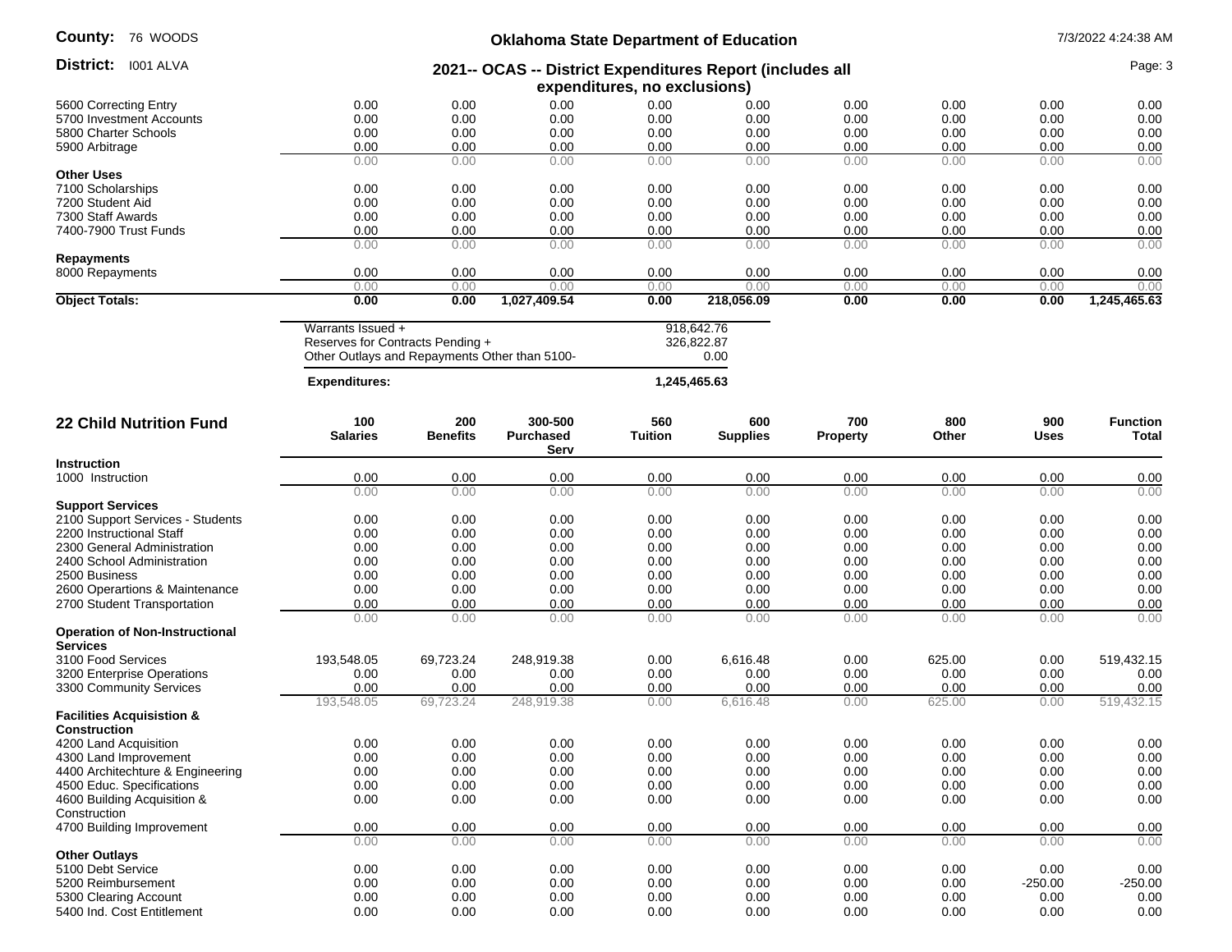| | | | | | | | | | |
|---|---|---|---|---|---|---|---|---|---|
| 5600 Correcting Entry | 0.00 | 0.00 | 0.00 | 0.00 | 0.00 | 0.00 | 0.00 | 0.00 | 0.00 |
| 5700 Investment Accounts | 0.00 | 0.00 | 0.00 | 0.00 | 0.00 | 0.00 | 0.00 | 0.00 | 0.00 |
| 5800 Charter Schools | 0.00 | 0.00 | 0.00 | 0.00 | 0.00 | 0.00 | 0.00 | 0.00 | 0.00 |
| 5900 Arbitrage | 0.00 | 0.00 | 0.00 | 0.00 | 0.00 | 0.00 | 0.00 | 0.00 | 0.00 |
| | 0.00 | 0.00 | 0.00 | 0.00 | 0.00 | 0.00 | 0.00 | 0.00 | 0.00 |
| **Other Uses** | | | | | | | | | |
| 7100 Scholarships | 0.00 | 0.00 | 0.00 | 0.00 | 0.00 | 0.00 | 0.00 | 0.00 | 0.00 |
| 7200 Student Aid | 0.00 | 0.00 | 0.00 | 0.00 | 0.00 | 0.00 | 0.00 | 0.00 | 0.00 |
| 7300 Staff Awards | 0.00 | 0.00 | 0.00 | 0.00 | 0.00 | 0.00 | 0.00 | 0.00 | 0.00 |
| 7400-7900 Trust Funds | 0.00 | 0.00 | 0.00 | 0.00 | 0.00 | 0.00 | 0.00 | 0.00 | 0.00 |
| | 0.00 | 0.00 | 0.00 | 0.00 | 0.00 | 0.00 | 0.00 | 0.00 | 0.00 |
| **Repayments** | | | | | | | | | |
| 8000 Repayments | 0.00 | 0.00 | 0.00 | 0.00 | 0.00 | 0.00 | 0.00 | 0.00 | 0.00 |
| | 0.00 | 0.00 | 0.00 | 0.00 | 0.00 | 0.00 | 0.00 | 0.00 | 0.00 |
| **Object Totals:** | **0.00** | **0.00** | **1,027,409.54** | **0.00** | **218,056.09** | **0.00** | **0.00** | **0.00** | **1,245,465.63** |

| | |
|---|---|
| Warrants Issued + | 918,642.76 |
| Reserves for Contracts Pending + | 326,822.87 |
| Other Outlays and Repayments Other than 5100- | 0.00 |
| **Expenditures:** | **1,245,465.63** |

## 22 Child Nutrition Fund

| | 100 Salaries | 200 Benefits | 300-500 Purchased Serv | 560 Tuition | 600 Supplies | 700 Property | 800 Other | 900 Uses | Function Total |
|---|---|---|---|---|---|---|---|---|---|
| **Instruction** | | | | | | | | | |
| 1000 Instruction | 0.00 | 0.00 | 0.00 | 0.00 | 0.00 | 0.00 | 0.00 | 0.00 | 0.00 |
| | 0.00 | 0.00 | 0.00 | 0.00 | 0.00 | 0.00 | 0.00 | 0.00 | 0.00 |
| **Support Services** | | | | | | | | | |
| 2100 Support Services - Students | 0.00 | 0.00 | 0.00 | 0.00 | 0.00 | 0.00 | 0.00 | 0.00 | 0.00 |
| 2200 Instructional Staff | 0.00 | 0.00 | 0.00 | 0.00 | 0.00 | 0.00 | 0.00 | 0.00 | 0.00 |
| 2300 General Administration | 0.00 | 0.00 | 0.00 | 0.00 | 0.00 | 0.00 | 0.00 | 0.00 | 0.00 |
| 2400 School Administration | 0.00 | 0.00 | 0.00 | 0.00 | 0.00 | 0.00 | 0.00 | 0.00 | 0.00 |
| 2500 Business | 0.00 | 0.00 | 0.00 | 0.00 | 0.00 | 0.00 | 0.00 | 0.00 | 0.00 |
| 2600 Operartions & Maintenance | 0.00 | 0.00 | 0.00 | 0.00 | 0.00 | 0.00 | 0.00 | 0.00 | 0.00 |
| 2700 Student Transportation | 0.00 | 0.00 | 0.00 | 0.00 | 0.00 | 0.00 | 0.00 | 0.00 | 0.00 |
| | 0.00 | 0.00 | 0.00 | 0.00 | 0.00 | 0.00 | 0.00 | 0.00 | 0.00 |
| **Operation of Non-Instructional Services** | | | | | | | | | |
| 3100 Food Services | 193,548.05 | 69,723.24 | 248,919.38 | 0.00 | 6,616.48 | 0.00 | 625.00 | 0.00 | 519,432.15 |
| 3200 Enterprise Operations | 0.00 | 0.00 | 0.00 | 0.00 | 0.00 | 0.00 | 0.00 | 0.00 | 0.00 |
| 3300 Community Services | 0.00 | 0.00 | 0.00 | 0.00 | 0.00 | 0.00 | 0.00 | 0.00 | 0.00 |
| | 193,548.05 | 69,723.24 | 248,919.38 | 0.00 | 6,616.48 | 0.00 | 625.00 | 0.00 | 519,432.15 |
| **Facilities Acquisistion & Construction** | | | | | | | | | |
| 4200 Land Acquisition | 0.00 | 0.00 | 0.00 | 0.00 | 0.00 | 0.00 | 0.00 | 0.00 | 0.00 |
| 4300 Land Improvement | 0.00 | 0.00 | 0.00 | 0.00 | 0.00 | 0.00 | 0.00 | 0.00 | 0.00 |
| 4400 Architechture & Engineering | 0.00 | 0.00 | 0.00 | 0.00 | 0.00 | 0.00 | 0.00 | 0.00 | 0.00 |
| 4500 Educ. Specifications | 0.00 | 0.00 | 0.00 | 0.00 | 0.00 | 0.00 | 0.00 | 0.00 | 0.00 |
| 4600 Building Acquisition & Construction | 0.00 | 0.00 | 0.00 | 0.00 | 0.00 | 0.00 | 0.00 | 0.00 | 0.00 |
| 4700 Building Improvement | 0.00 | 0.00 | 0.00 | 0.00 | 0.00 | 0.00 | 0.00 | 0.00 | 0.00 |
| | 0.00 | 0.00 | 0.00 | 0.00 | 0.00 | 0.00 | 0.00 | 0.00 | 0.00 |
| **Other Outlays** | | | | | | | | | |
| 5100 Debt Service | 0.00 | 0.00 | 0.00 | 0.00 | 0.00 | 0.00 | 0.00 | 0.00 | 0.00 |
| 5200 Reimbursement | 0.00 | 0.00 | 0.00 | 0.00 | 0.00 | 0.00 | 0.00 | -250.00 | -250.00 |
| 5300 Clearing Account | 0.00 | 0.00 | 0.00 | 0.00 | 0.00 | 0.00 | 0.00 | 0.00 | 0.00 |
| 5400 Ind. Cost Entitlement | 0.00 | 0.00 | 0.00 | 0.00 | 0.00 | 0.00 | 0.00 | 0.00 | 0.00 |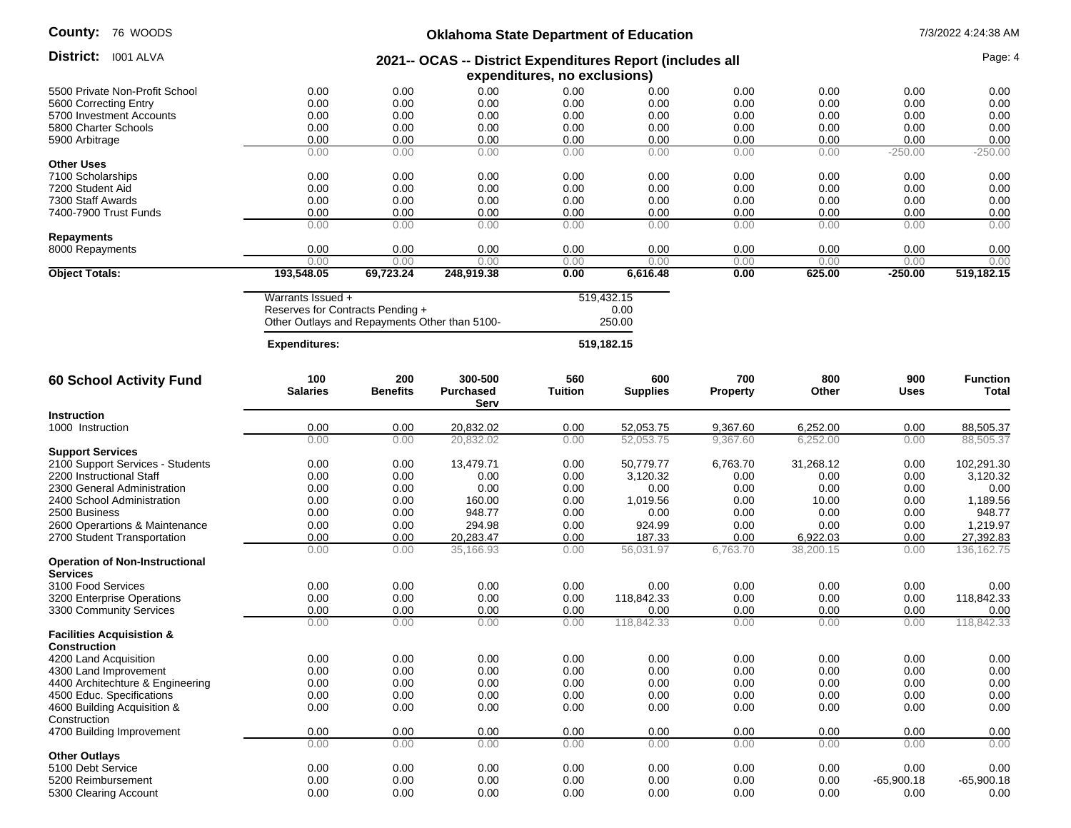| | 100 Salaries | 200 Benefits | 300-500 Purchased Serv | 560 Tuition | 600 Supplies | 700 Property | 800 Other | 900 Uses | Function Total |
|---|---|---|---|---|---|---|---|---|---|
| 5500 Private Non-Profit School | 0.00 | 0.00 | 0.00 | 0.00 | 0.00 | 0.00 | 0.00 | 0.00 | 0.00 |
| 5600 Correcting Entry | 0.00 | 0.00 | 0.00 | 0.00 | 0.00 | 0.00 | 0.00 | 0.00 | 0.00 |
| 5700 Investment Accounts | 0.00 | 0.00 | 0.00 | 0.00 | 0.00 | 0.00 | 0.00 | 0.00 | 0.00 |
| 5800 Charter Schools | 0.00 | 0.00 | 0.00 | 0.00 | 0.00 | 0.00 | 0.00 | 0.00 | 0.00 |
| 5900 Arbitrage | 0.00 | 0.00 | 0.00 | 0.00 | 0.00 | 0.00 | 0.00 | 0.00 | 0.00 |
| | 0.00 | 0.00 | 0.00 | 0.00 | 0.00 | 0.00 | 0.00 | -250.00 | -250.00 |
| **Other Uses** | | | | | | | | | |
| 7100 Scholarships | 0.00 | 0.00 | 0.00 | 0.00 | 0.00 | 0.00 | 0.00 | 0.00 | 0.00 |
| 7200 Student Aid | 0.00 | 0.00 | 0.00 | 0.00 | 0.00 | 0.00 | 0.00 | 0.00 | 0.00 |
| 7300 Staff Awards | 0.00 | 0.00 | 0.00 | 0.00 | 0.00 | 0.00 | 0.00 | 0.00 | 0.00 |
| 7400-7900 Trust Funds | 0.00 | 0.00 | 0.00 | 0.00 | 0.00 | 0.00 | 0.00 | 0.00 | 0.00 |
| | 0.00 | 0.00 | 0.00 | 0.00 | 0.00 | 0.00 | 0.00 | 0.00 | 0.00 |
| **Repayments** | | | | | | | | | |
| 8000 Repayments | 0.00 | 0.00 | 0.00 | 0.00 | 0.00 | 0.00 | 0.00 | 0.00 | 0.00 |
| | 0.00 | 0.00 | 0.00 | 0.00 | 0.00 | 0.00 | 0.00 | 0.00 | 0.00 |
| **Object Totals:** | **193,548.05** | **69,723.24** | **248,919.38** | **0.00** | **6,616.48** | **0.00** | **625.00** | **-250.00** | **519,182.15** |

| | |
|---|---|
| Warrants Issued + | 519,432.15 |
| Reserves for Contracts Pending + | 0.00 |
| Other Outlays and Repayments Other than 5100- | 250.00 |
| **Expenditures:** | **519,182.15** |

## 60 School Activity Fund

| 60 School Activity Fund | 100 Salaries | 200 Benefits | 300-500 Purchased Serv | 560 Tuition | 600 Supplies | 700 Property | 800 Other | 900 Uses | Function Total |
|---|---|---|---|---|---|---|---|---|---|
| **Instruction** | | | | | | | | | |
| 1000 Instruction | 0.00 | 0.00 | 20,832.02 | 0.00 | 52,053.75 | 9,367.60 | 6,252.00 | 0.00 | 88,505.37 |
| | 0.00 | 0.00 | 20,832.02 | 0.00 | 52,053.75 | 9,367.60 | 6,252.00 | 0.00 | 88,505.37 |
| **Support Services** | | | | | | | | | |
| 2100 Support Services - Students | 0.00 | 0.00 | 13,479.71 | 0.00 | 50,779.77 | 6,763.70 | 31,268.12 | 0.00 | 102,291.30 |
| 2200 Instructional Staff | 0.00 | 0.00 | 0.00 | 0.00 | 3,120.32 | 0.00 | 0.00 | 0.00 | 3,120.32 |
| 2300 General Administration | 0.00 | 0.00 | 0.00 | 0.00 | 0.00 | 0.00 | 0.00 | 0.00 | 0.00 |
| 2400 School Administration | 0.00 | 0.00 | 160.00 | 0.00 | 1,019.56 | 0.00 | 10.00 | 0.00 | 1,189.56 |
| 2500 Business | 0.00 | 0.00 | 948.77 | 0.00 | 0.00 | 0.00 | 0.00 | 0.00 | 948.77 |
| 2600 Operartions & Maintenance | 0.00 | 0.00 | 294.98 | 0.00 | 924.99 | 0.00 | 0.00 | 0.00 | 1,219.97 |
| 2700 Student Transportation | 0.00 | 0.00 | 20,283.47 | 0.00 | 187.33 | 0.00 | 6,922.03 | 0.00 | 27,392.83 |
| | 0.00 | 0.00 | 35,166.93 | 0.00 | 56,031.97 | 6,763.70 | 38,200.15 | 0.00 | 136,162.75 |
| **Operation of Non-Instructional Services** | | | | | | | | | |
| 3100 Food Services | 0.00 | 0.00 | 0.00 | 0.00 | 0.00 | 0.00 | 0.00 | 0.00 | 0.00 |
| 3200 Enterprise Operations | 0.00 | 0.00 | 0.00 | 0.00 | 118,842.33 | 0.00 | 0.00 | 0.00 | 118,842.33 |
| 3300 Community Services | 0.00 | 0.00 | 0.00 | 0.00 | 0.00 | 0.00 | 0.00 | 0.00 | 0.00 |
| | 0.00 | 0.00 | 0.00 | 0.00 | 118,842.33 | 0.00 | 0.00 | 0.00 | 118,842.33 |
| **Facilities Acquisistion & Construction** | | | | | | | | | |
| 4200 Land Acquisition | 0.00 | 0.00 | 0.00 | 0.00 | 0.00 | 0.00 | 0.00 | 0.00 | 0.00 |
| 4300 Land Improvement | 0.00 | 0.00 | 0.00 | 0.00 | 0.00 | 0.00 | 0.00 | 0.00 | 0.00 |
| 4400 Architechture & Engineering | 0.00 | 0.00 | 0.00 | 0.00 | 0.00 | 0.00 | 0.00 | 0.00 | 0.00 |
| 4500 Educ. Specifications | 0.00 | 0.00 | 0.00 | 0.00 | 0.00 | 0.00 | 0.00 | 0.00 | 0.00 |
| 4600 Building Acquisition & Construction | 0.00 | 0.00 | 0.00 | 0.00 | 0.00 | 0.00 | 0.00 | 0.00 | 0.00 |
| 4700 Building Improvement | 0.00 | 0.00 | 0.00 | 0.00 | 0.00 | 0.00 | 0.00 | 0.00 | 0.00 |
| | 0.00 | 0.00 | 0.00 | 0.00 | 0.00 | 0.00 | 0.00 | 0.00 | 0.00 |
| **Other Outlays** | | | | | | | | | |
| 5100 Debt Service | 0.00 | 0.00 | 0.00 | 0.00 | 0.00 | 0.00 | 0.00 | 0.00 | 0.00 |
| 5200 Reimbursement | 0.00 | 0.00 | 0.00 | 0.00 | 0.00 | 0.00 | 0.00 | -65,900.18 | -65,900.18 |
| 5300 Clearing Account | 0.00 | 0.00 | 0.00 | 0.00 | 0.00 | 0.00 | 0.00 | 0.00 | 0.00 |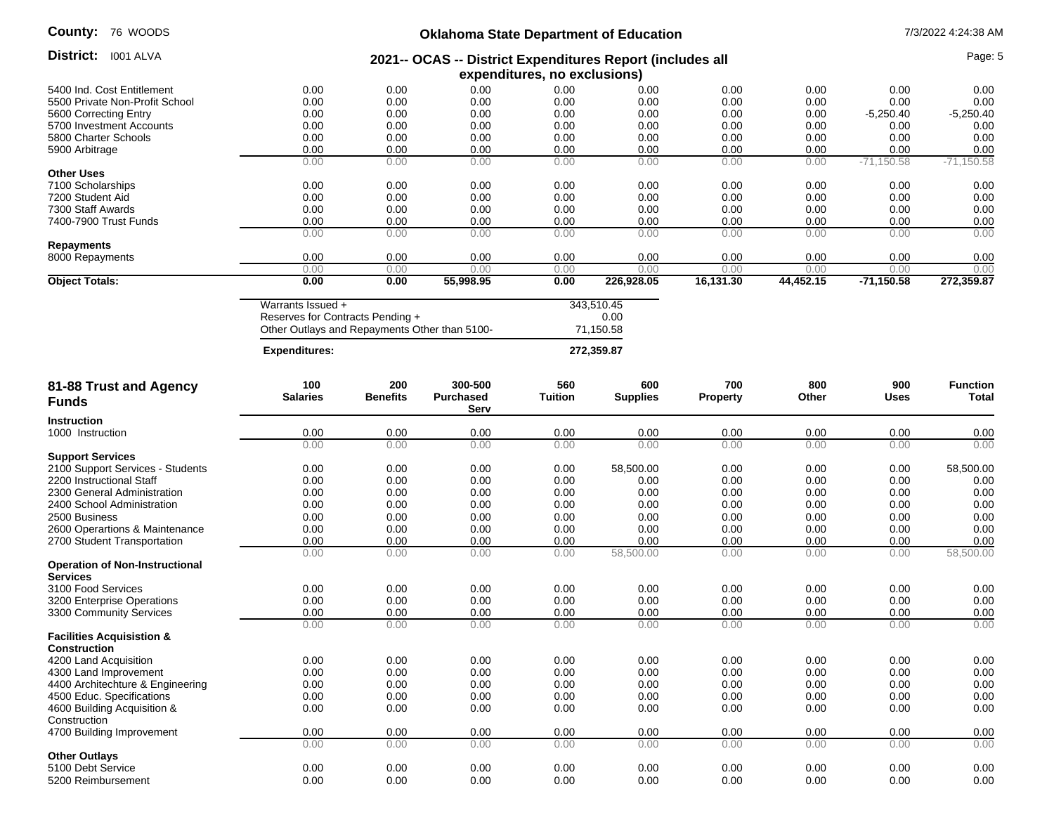| | | | | | | | | | |
|---|---|---|---|---|---|---|---|---|---|
| 5400 Ind. Cost Entitlement | 0.00 | 0.00 | 0.00 | 0.00 | 0.00 | 0.00 | 0.00 | 0.00 | 0.00 |
| 5500 Private Non-Profit School | 0.00 | 0.00 | 0.00 | 0.00 | 0.00 | 0.00 | 0.00 | 0.00 | 0.00 |
| 5600 Correcting Entry | 0.00 | 0.00 | 0.00 | 0.00 | 0.00 | 0.00 | 0.00 | -5,250.40 | -5,250.40 |
| 5700 Investment Accounts | 0.00 | 0.00 | 0.00 | 0.00 | 0.00 | 0.00 | 0.00 | 0.00 | 0.00 |
| 5800 Charter Schools | 0.00 | 0.00 | 0.00 | 0.00 | 0.00 | 0.00 | 0.00 | 0.00 | 0.00 |
| 5900 Arbitrage | 0.00 | 0.00 | 0.00 | 0.00 | 0.00 | 0.00 | 0.00 | 0.00 | 0.00 |
| | 0.00 | 0.00 | 0.00 | 0.00 | 0.00 | 0.00 | 0.00 | -71,150.58 | -71,150.58 |
| **Other Uses** | | | | | | | | | |
| 7100 Scholarships | 0.00 | 0.00 | 0.00 | 0.00 | 0.00 | 0.00 | 0.00 | 0.00 | 0.00 |
| 7200 Student Aid | 0.00 | 0.00 | 0.00 | 0.00 | 0.00 | 0.00 | 0.00 | 0.00 | 0.00 |
| 7300 Staff Awards | 0.00 | 0.00 | 0.00 | 0.00 | 0.00 | 0.00 | 0.00 | 0.00 | 0.00 |
| 7400-7900 Trust Funds | 0.00 | 0.00 | 0.00 | 0.00 | 0.00 | 0.00 | 0.00 | 0.00 | 0.00 |
| | 0.00 | 0.00 | 0.00 | 0.00 | 0.00 | 0.00 | 0.00 | 0.00 | 0.00 |
| **Repayments** | | | | | | | | | |
| 8000 Repayments | 0.00 | 0.00 | 0.00 | 0.00 | 0.00 | 0.00 | 0.00 | 0.00 | 0.00 |
| | 0.00 | 0.00 | 0.00 | 0.00 | 0.00 | 0.00 | 0.00 | 0.00 | 0.00 |
| **Object Totals:** | **0.00** | **0.00** | **55,998.95** | **0.00** | **226,928.05** | **16,131.30** | **44,452.15** | **-71,150.58** | **272,359.87** |

| | |
|---|---|
| Warrants Issued + | 343,510.45 |
| Reserves for Contracts Pending + | 0.00 |
| Other Outlays and Repayments Other than 5100- | 71,150.58 |
| **Expenditures:** | **272,359.87** |

| 81-88 Trust and Agency Funds | 100 Salaries | 200 Benefits | 300-500 Purchased Serv | 560 Tuition | 600 Supplies | 700 Property | 800 Other | 900 Uses | Function Total |
|---|---|---|---|---|---|---|---|---|---|
| **Instruction** | | | | | | | | | |
| 1000 Instruction | 0.00 | 0.00 | 0.00 | 0.00 | 0.00 | 0.00 | 0.00 | 0.00 | 0.00 |
| | 0.00 | 0.00 | 0.00 | 0.00 | 0.00 | 0.00 | 0.00 | 0.00 | 0.00 |
| **Support Services** | | | | | | | | | |
| 2100 Support Services - Students | 0.00 | 0.00 | 0.00 | 0.00 | 58,500.00 | 0.00 | 0.00 | 0.00 | 58,500.00 |
| 2200 Instructional Staff | 0.00 | 0.00 | 0.00 | 0.00 | 0.00 | 0.00 | 0.00 | 0.00 | 0.00 |
| 2300 General Administration | 0.00 | 0.00 | 0.00 | 0.00 | 0.00 | 0.00 | 0.00 | 0.00 | 0.00 |
| 2400 School Administration | 0.00 | 0.00 | 0.00 | 0.00 | 0.00 | 0.00 | 0.00 | 0.00 | 0.00 |
| 2500 Business | 0.00 | 0.00 | 0.00 | 0.00 | 0.00 | 0.00 | 0.00 | 0.00 | 0.00 |
| 2600 Operartions & Maintenance | 0.00 | 0.00 | 0.00 | 0.00 | 0.00 | 0.00 | 0.00 | 0.00 | 0.00 |
| 2700 Student Transportation | 0.00 | 0.00 | 0.00 | 0.00 | 0.00 | 0.00 | 0.00 | 0.00 | 0.00 |
| | 0.00 | 0.00 | 0.00 | 0.00 | 58,500.00 | 0.00 | 0.00 | 0.00 | 58,500.00 |
| **Operation of Non-Instructional Services** | | | | | | | | | |
| 3100 Food Services | 0.00 | 0.00 | 0.00 | 0.00 | 0.00 | 0.00 | 0.00 | 0.00 | 0.00 |
| 3200 Enterprise Operations | 0.00 | 0.00 | 0.00 | 0.00 | 0.00 | 0.00 | 0.00 | 0.00 | 0.00 |
| 3300 Community Services | 0.00 | 0.00 | 0.00 | 0.00 | 0.00 | 0.00 | 0.00 | 0.00 | 0.00 |
| | 0.00 | 0.00 | 0.00 | 0.00 | 0.00 | 0.00 | 0.00 | 0.00 | 0.00 |
| **Facilities Acquisistion & Construction** | | | | | | | | | |
| 4200 Land Acquisition | 0.00 | 0.00 | 0.00 | 0.00 | 0.00 | 0.00 | 0.00 | 0.00 | 0.00 |
| 4300 Land Improvement | 0.00 | 0.00 | 0.00 | 0.00 | 0.00 | 0.00 | 0.00 | 0.00 | 0.00 |
| 4400 Architechture & Engineering | 0.00 | 0.00 | 0.00 | 0.00 | 0.00 | 0.00 | 0.00 | 0.00 | 0.00 |
| 4500 Educ. Specifications | 0.00 | 0.00 | 0.00 | 0.00 | 0.00 | 0.00 | 0.00 | 0.00 | 0.00 |
| 4600 Building Acquisition & Construction | 0.00 | 0.00 | 0.00 | 0.00 | 0.00 | 0.00 | 0.00 | 0.00 | 0.00 |
| 4700 Building Improvement | 0.00 | 0.00 | 0.00 | 0.00 | 0.00 | 0.00 | 0.00 | 0.00 | 0.00 |
| | 0.00 | 0.00 | 0.00 | 0.00 | 0.00 | 0.00 | 0.00 | 0.00 | 0.00 |
| **Other Outlays** | | | | | | | | | |
| 5100 Debt Service | 0.00 | 0.00 | 0.00 | 0.00 | 0.00 | 0.00 | 0.00 | 0.00 | 0.00 |
| 5200 Reimbursement | 0.00 | 0.00 | 0.00 | 0.00 | 0.00 | 0.00 | 0.00 | 0.00 | 0.00 |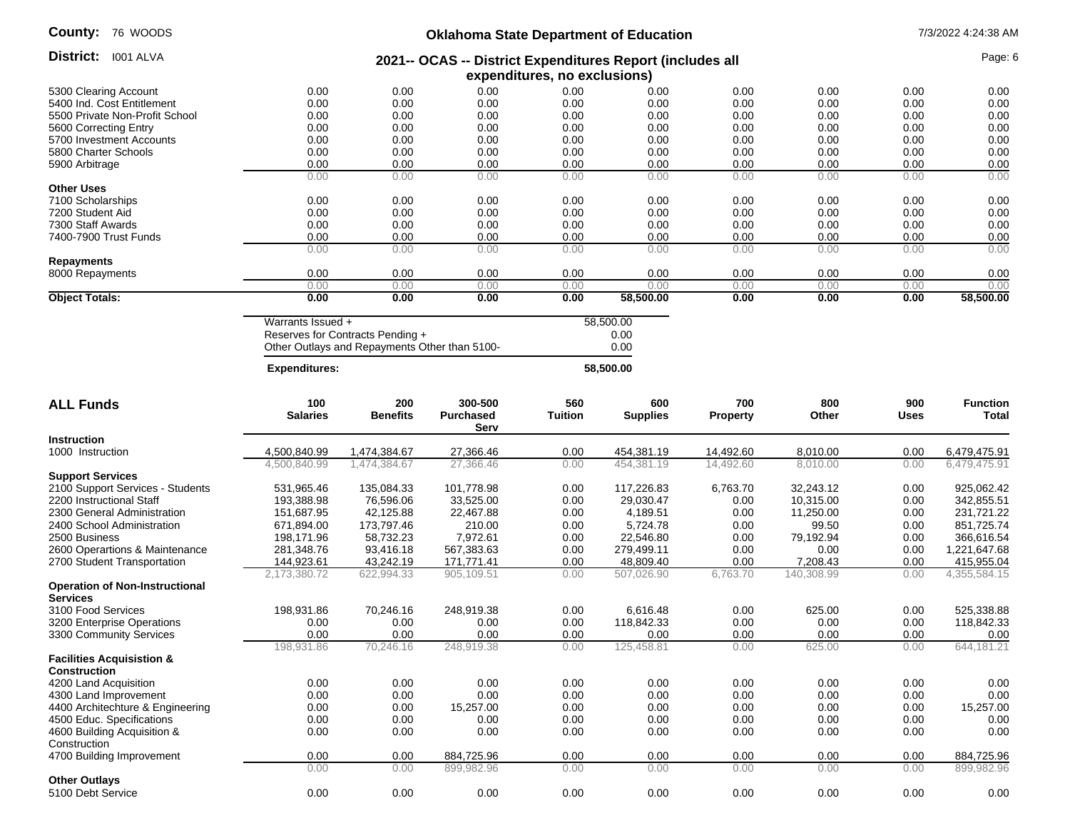| | | | | | | | | | |
|---|---|---|---|---|---|---|---|---|---|
| 5300 Clearing Account | 0.00 | 0.00 | 0.00 | 0.00 | 0.00 | 0.00 | 0.00 | 0.00 | 0.00 |
| 5400 Ind. Cost Entitlement | 0.00 | 0.00 | 0.00 | 0.00 | 0.00 | 0.00 | 0.00 | 0.00 | 0.00 |
| 5500 Private Non-Profit School | 0.00 | 0.00 | 0.00 | 0.00 | 0.00 | 0.00 | 0.00 | 0.00 | 0.00 |
| 5600 Correcting Entry | 0.00 | 0.00 | 0.00 | 0.00 | 0.00 | 0.00 | 0.00 | 0.00 | 0.00 |
| 5700 Investment Accounts | 0.00 | 0.00 | 0.00 | 0.00 | 0.00 | 0.00 | 0.00 | 0.00 | 0.00 |
| 5800 Charter Schools | 0.00 | 0.00 | 0.00 | 0.00 | 0.00 | 0.00 | 0.00 | 0.00 | 0.00 |
| 5900 Arbitrage | 0.00 | 0.00 | 0.00 | 0.00 | 0.00 | 0.00 | 0.00 | 0.00 | 0.00 |
| | 0.00 | 0.00 | 0.00 | 0.00 | 0.00 | 0.00 | 0.00 | 0.00 | 0.00 |
| **Other Uses** | | | | | | | | | |
| 7100 Scholarships | 0.00 | 0.00 | 0.00 | 0.00 | 0.00 | 0.00 | 0.00 | 0.00 | 0.00 |
| 7200 Student Aid | 0.00 | 0.00 | 0.00 | 0.00 | 0.00 | 0.00 | 0.00 | 0.00 | 0.00 |
| 7300 Staff Awards | 0.00 | 0.00 | 0.00 | 0.00 | 0.00 | 0.00 | 0.00 | 0.00 | 0.00 |
| 7400-7900 Trust Funds | 0.00 | 0.00 | 0.00 | 0.00 | 0.00 | 0.00 | 0.00 | 0.00 | 0.00 |
| | 0.00 | 0.00 | 0.00 | 0.00 | 0.00 | 0.00 | 0.00 | 0.00 | 0.00 |
| **Repayments** | | | | | | | | | |
| 8000 Repayments | 0.00 | 0.00 | 0.00 | 0.00 | 0.00 | 0.00 | 0.00 | 0.00 | 0.00 |
| | 0.00 | 0.00 | 0.00 | 0.00 | 0.00 | 0.00 | 0.00 | 0.00 | 0.00 |
| **Object Totals:** | **0.00** | **0.00** | **0.00** | **0.00** | **58,500.00** | **0.00** | **0.00** | **0.00** | **58,500.00** |

| | |
|---|---|
| Warrants Issued + | 58,500.00 |
| Reserves for Contracts Pending + | 0.00 |
| Other Outlays and Repayments Other than 5100- | 0.00 |
| **Expenditures:** | **58,500.00** |

## ALL Funds

| | 100 Salaries | 200 Benefits | 300-500 Purchased Serv | 560 Tuition | 600 Supplies | 700 Property | 800 Other | 900 Uses | Function Total |
|---|---|---|---|---|---|---|---|---|---|
| **Instruction** | | | | | | | | | |
| 1000 Instruction | 4,500,840.99 | 1,474,384.67 | 27,366.46 | 0.00 | 454,381.19 | 14,492.60 | 8,010.00 | 0.00 | 6,479,475.91 |
| | 4,500,840.99 | 1,474,384.67 | 27,366.46 | 0.00 | 454,381.19 | 14,492.60 | 8,010.00 | 0.00 | 6,479,475.91 |
| **Support Services** | | | | | | | | | |
| 2100 Support Services - Students | 531,965.46 | 135,084.33 | 101,778.98 | 0.00 | 117,226.83 | 6,763.70 | 32,243.12 | 0.00 | 925,062.42 |
| 2200 Instructional Staff | 193,388.98 | 76,596.06 | 33,525.00 | 0.00 | 29,030.47 | 0.00 | 10,315.00 | 0.00 | 342,855.51 |
| 2300 General Administration | 151,687.95 | 42,125.88 | 22,467.88 | 0.00 | 4,189.51 | 0.00 | 11,250.00 | 0.00 | 231,721.22 |
| 2400 School Administration | 671,894.00 | 173,797.46 | 210.00 | 0.00 | 5,724.78 | 0.00 | 99.50 | 0.00 | 851,725.74 |
| 2500 Business | 198,171.96 | 58,732.23 | 7,972.61 | 0.00 | 22,546.80 | 0.00 | 79,192.94 | 0.00 | 366,616.54 |
| 2600 Operartions & Maintenance | 281,348.76 | 93,416.18 | 567,383.63 | 0.00 | 279,499.11 | 0.00 | 0.00 | 0.00 | 1,221,647.68 |
| 2700 Student Transportation | 144,923.61 | 43,242.19 | 171,771.41 | 0.00 | 48,809.40 | 0.00 | 7,208.43 | 0.00 | 415,955.04 |
| | 2,173,380.72 | 622,994.33 | 905,109.51 | 0.00 | 507,026.90 | 6,763.70 | 140,308.99 | 0.00 | 4,355,584.15 |
| **Operation of Non-Instructional Services** | | | | | | | | | |
| 3100 Food Services | 198,931.86 | 70,246.16 | 248,919.38 | 0.00 | 6,616.48 | 0.00 | 625.00 | 0.00 | 525,338.88 |
| 3200 Enterprise Operations | 0.00 | 0.00 | 0.00 | 0.00 | 118,842.33 | 0.00 | 0.00 | 0.00 | 118,842.33 |
| 3300 Community Services | 0.00 | 0.00 | 0.00 | 0.00 | 0.00 | 0.00 | 0.00 | 0.00 | 0.00 |
| | 198,931.86 | 70,246.16 | 248,919.38 | 0.00 | 125,458.81 | 0.00 | 625.00 | 0.00 | 644,181.21 |
| **Facilities Acquisistion & Construction** | | | | | | | | | |
| 4200 Land Acquisition | 0.00 | 0.00 | 0.00 | 0.00 | 0.00 | 0.00 | 0.00 | 0.00 | 0.00 |
| 4300 Land Improvement | 0.00 | 0.00 | 0.00 | 0.00 | 0.00 | 0.00 | 0.00 | 0.00 | 0.00 |
| 4400 Architechture & Engineering | 0.00 | 0.00 | 15,257.00 | 0.00 | 0.00 | 0.00 | 0.00 | 0.00 | 15,257.00 |
| 4500 Educ. Specifications | 0.00 | 0.00 | 0.00 | 0.00 | 0.00 | 0.00 | 0.00 | 0.00 | 0.00 |
| 4600 Building Acquisition & Construction | 0.00 | 0.00 | 0.00 | 0.00 | 0.00 | 0.00 | 0.00 | 0.00 | 0.00 |
| 4700 Building Improvement | 0.00 | 0.00 | 884,725.96 | 0.00 | 0.00 | 0.00 | 0.00 | 0.00 | 884,725.96 |
| | 0.00 | 0.00 | 899,982.96 | 0.00 | 0.00 | 0.00 | 0.00 | 0.00 | 899,982.96 |
| **Other Outlays** | | | | | | | | | |
| 5100 Debt Service | 0.00 | 0.00 | 0.00 | 0.00 | 0.00 | 0.00 | 0.00 | 0.00 | 0.00 |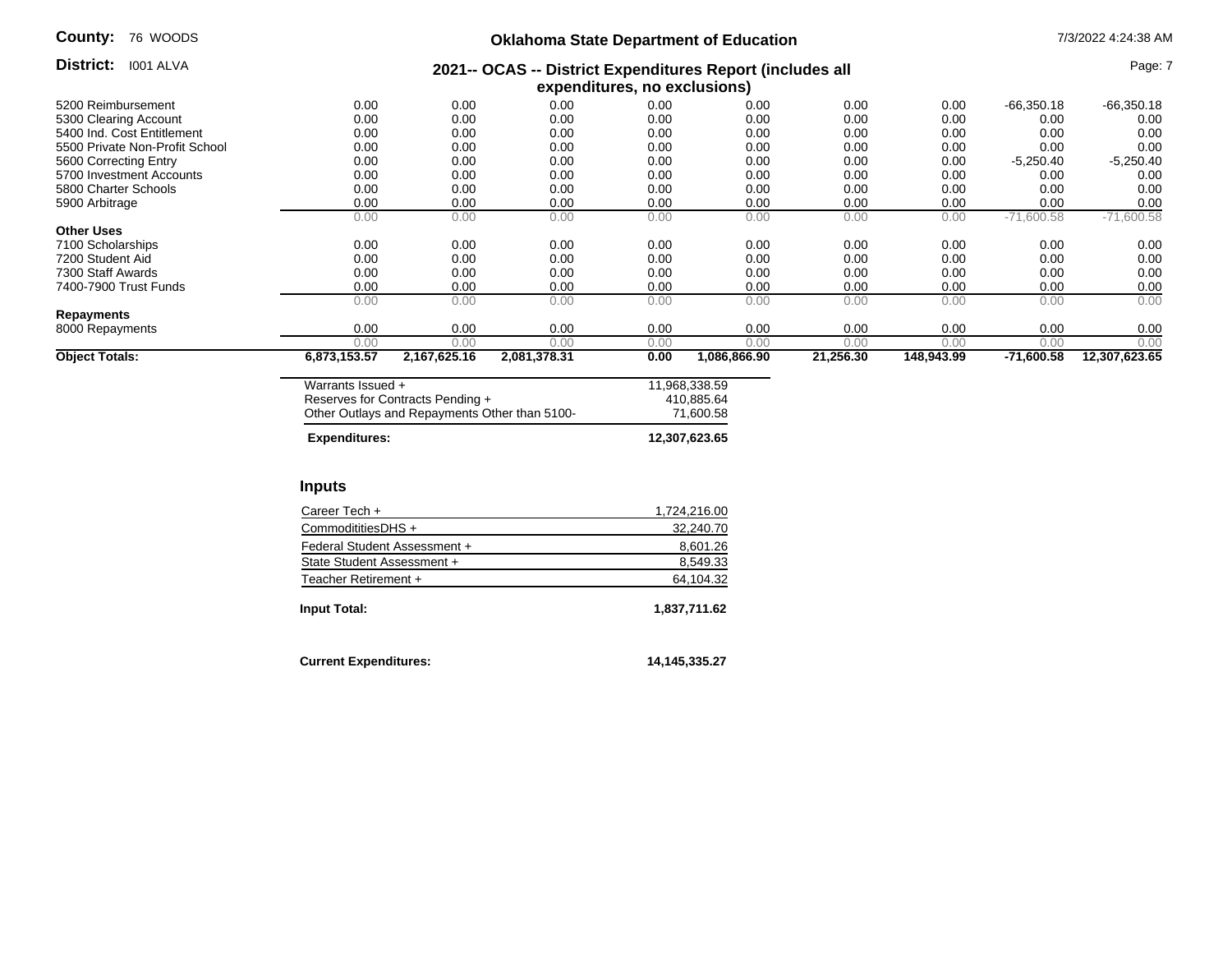County: 76 WOODS

District: I001 ALVA

## Oklahoma State Department of Education

## 2021-- OCAS -- District Expenditures Report (includes all expenditures, no exclusions)

| | | | | | | | | | |
|---|---|---|---|---|---|---|---|---|---|
| 5200 Reimbursement | 0.00 | 0.00 | 0.00 | 0.00 | 0.00 | 0.00 | 0.00 | -66,350.18 | -66,350.18 |
| 5300 Clearing Account | 0.00 | 0.00 | 0.00 | 0.00 | 0.00 | 0.00 | 0.00 | 0.00 | 0.00 |
| 5400 Ind. Cost Entitlement | 0.00 | 0.00 | 0.00 | 0.00 | 0.00 | 0.00 | 0.00 | 0.00 | 0.00 |
| 5500 Private Non-Profit School | 0.00 | 0.00 | 0.00 | 0.00 | 0.00 | 0.00 | 0.00 | 0.00 | 0.00 |
| 5600 Correcting Entry | 0.00 | 0.00 | 0.00 | 0.00 | 0.00 | 0.00 | 0.00 | -5,250.40 | -5,250.40 |
| 5700 Investment Accounts | 0.00 | 0.00 | 0.00 | 0.00 | 0.00 | 0.00 | 0.00 | 0.00 | 0.00 |
| 5800 Charter Schools | 0.00 | 0.00 | 0.00 | 0.00 | 0.00 | 0.00 | 0.00 | 0.00 | 0.00 |
| 5900 Arbitrage | 0.00 | 0.00 | 0.00 | 0.00 | 0.00 | 0.00 | 0.00 | 0.00 | 0.00 |
| | 0.00 | 0.00 | 0.00 | 0.00 | 0.00 | 0.00 | 0.00 | -71,600.58 | -71,600.58 |
| **Other Uses** | | | | | | | | | |
| 7100 Scholarships | 0.00 | 0.00 | 0.00 | 0.00 | 0.00 | 0.00 | 0.00 | 0.00 | 0.00 |
| 7200 Student Aid | 0.00 | 0.00 | 0.00 | 0.00 | 0.00 | 0.00 | 0.00 | 0.00 | 0.00 |
| 7300 Staff Awards | 0.00 | 0.00 | 0.00 | 0.00 | 0.00 | 0.00 | 0.00 | 0.00 | 0.00 |
| 7400-7900 Trust Funds | 0.00 | 0.00 | 0.00 | 0.00 | 0.00 | 0.00 | 0.00 | 0.00 | 0.00 |
| | 0.00 | 0.00 | 0.00 | 0.00 | 0.00 | 0.00 | 0.00 | 0.00 | 0.00 |
| **Repayments** | | | | | | | | | |
| 8000 Repayments | 0.00 | 0.00 | 0.00 | 0.00 | 0.00 | 0.00 | 0.00 | 0.00 | 0.00 |
| | 0.00 | 0.00 | 0.00 | 0.00 | 0.00 | 0.00 | 0.00 | 0.00 | 0.00 |
| **Object Totals:** | **6,873,153.57** | **2,167,625.16** | **2,081,378.31** | **0.00** | **1,086,866.90** | **21,256.30** | **148,943.99** | **-71,600.58** | **12,307,623.65** |

| | |
|---|---|
| Warrants Issued + | 11,968,338.59 |
| Reserves for Contracts Pending + | 410,885.64 |
| Other Outlays and Repayments Other than 5100- | 71,600.58 |
| **Expenditures:** | **12,307,623.65** |

### Inputs

| | |
|---|---|
| Career Tech + | 1,724,216.00 |
| CommodititiesDHS + | 32,240.70 |
| Federal Student Assessment + | 8,601.26 |
| State Student Assessment + | 8,549.33 |
| Teacher Retirement + | 64,104.32 |
| **Input Total:** | **1,837,711.62** |

| | |
|---|---|
| **Current Expenditures:** | **14,145,335.27** |